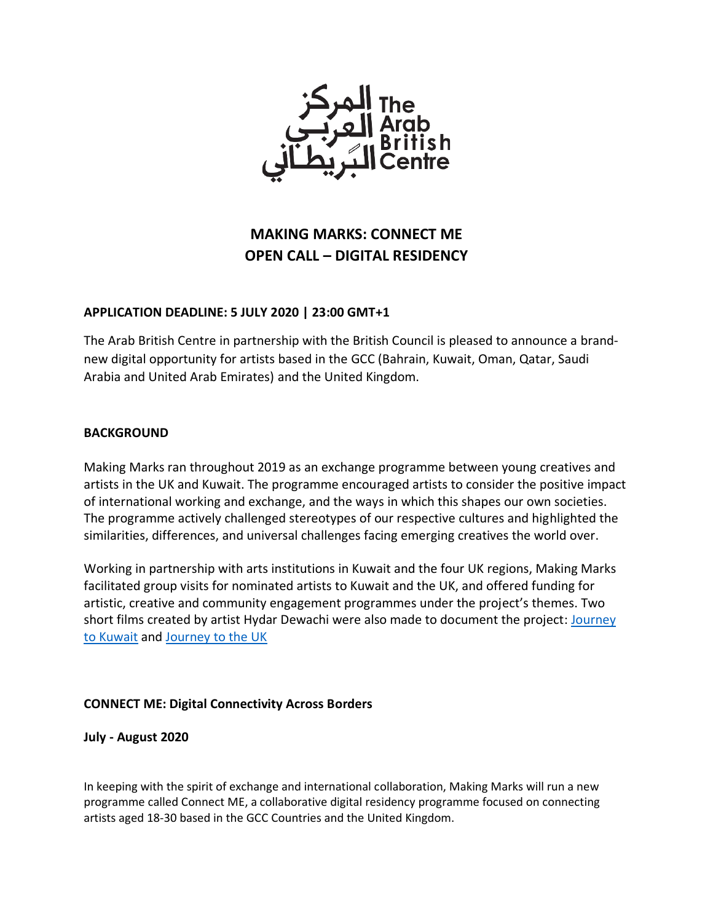المركز العربي البريطاني The Arab British Centre

# MAKING MARKS: CONNECT ME
# OPEN CALL – DIGITAL RESIDENCY

**APPLICATION DEADLINE: 5 JULY 2020 | 23:00 GMT+1**

The Arab British Centre in partnership with the British Council is pleased to announce a brand-new digital opportunity for artists based in the GCC (Bahrain, Kuwait, Oman, Qatar, Saudi Arabia and United Arab Emirates) and the United Kingdom.

## BACKGROUND

Making Marks ran throughout 2019 as an exchange programme between young creatives and artists in the UK and Kuwait. The programme encouraged artists to consider the positive impact of international working and exchange, and the ways in which this shapes our own societies. The programme actively challenged stereotypes of our respective cultures and highlighted the similarities, differences, and universal challenges facing emerging creatives the world over.

Working in partnership with arts institutions in Kuwait and the four UK regions, Making Marks facilitated group visits for nominated artists to Kuwait and the UK, and offered funding for artistic, creative and community engagement programmes under the project's themes. Two short films created by artist Hydar Dewachi were also made to document the project: Journey to Kuwait and Journey to the UK

## CONNECT ME: Digital Connectivity Across Borders

**July - August 2020**

In keeping with the spirit of exchange and international collaboration, Making Marks will run a new programme called Connect ME, a collaborative digital residency programme focused on connecting artists aged 18-30 based in the GCC Countries and the United Kingdom.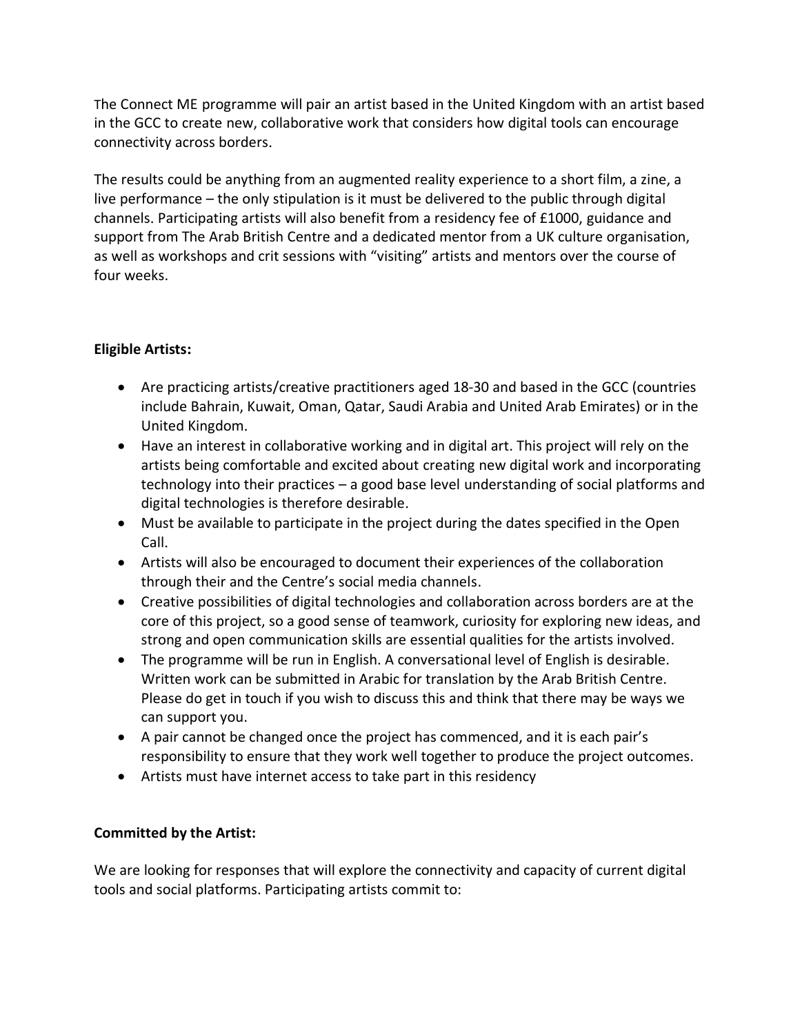The Connect ME programme will pair an artist based in the United Kingdom with an artist based in the GCC to create new, collaborative work that considers how digital tools can encourage connectivity across borders.

The results could be anything from an augmented reality experience to a short film, a zine, a live performance – the only stipulation is it must be delivered to the public through digital channels. Participating artists will also benefit from a residency fee of £1000, guidance and support from The Arab British Centre and a dedicated mentor from a UK culture organisation, as well as workshops and crit sessions with "visiting" artists and mentors over the course of four weeks.

**Eligible Artists:**

- Are practicing artists/creative practitioners aged 18-30 and based in the GCC (countries include Bahrain, Kuwait, Oman, Qatar, Saudi Arabia and United Arab Emirates) or in the United Kingdom.
- Have an interest in collaborative working and in digital art. This project will rely on the artists being comfortable and excited about creating new digital work and incorporating technology into their practices – a good base level understanding of social platforms and digital technologies is therefore desirable.
- Must be available to participate in the project during the dates specified in the Open Call.
- Artists will also be encouraged to document their experiences of the collaboration through their and the Centre's social media channels.
- Creative possibilities of digital technologies and collaboration across borders are at the core of this project, so a good sense of teamwork, curiosity for exploring new ideas, and strong and open communication skills are essential qualities for the artists involved.
- The programme will be run in English. A conversational level of English is desirable. Written work can be submitted in Arabic for translation by the Arab British Centre. Please do get in touch if you wish to discuss this and think that there may be ways we can support you.
- A pair cannot be changed once the project has commenced, and it is each pair's responsibility to ensure that they work well together to produce the project outcomes.
- Artists must have internet access to take part in this residency

**Committed by the Artist:**

We are looking for responses that will explore the connectivity and capacity of current digital tools and social platforms. Participating artists commit to: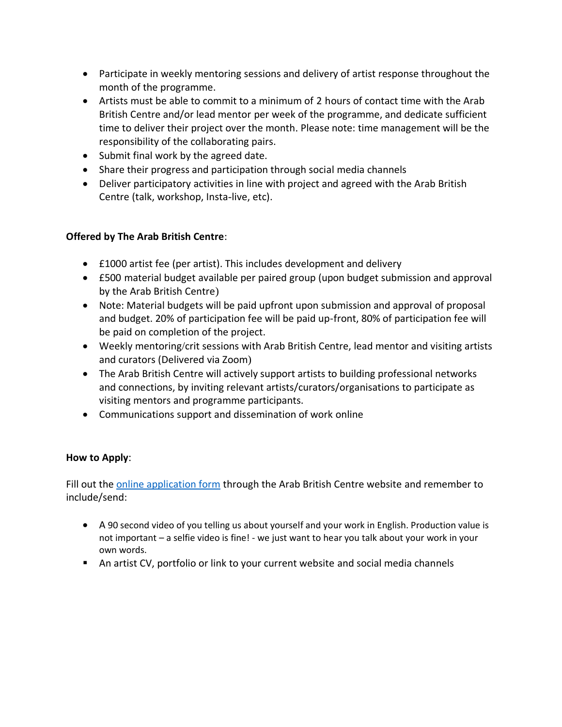- Participate in weekly mentoring sessions and delivery of artist response throughout the month of the programme.
- Artists must be able to commit to a minimum of 2 hours of contact time with the Arab British Centre and/or lead mentor per week of the programme, and dedicate sufficient time to deliver their project over the month. Please note: time management will be the responsibility of the collaborating pairs.
- Submit final work by the agreed date.
- Share their progress and participation through social media channels
- Deliver participatory activities in line with project and agreed with the Arab British Centre (talk, workshop, Insta-live, etc).

**Offered by The Arab British Centre**:

- £1000 artist fee (per artist). This includes development and delivery
- £500 material budget available per paired group (upon budget submission and approval by the Arab British Centre)
- Note: Material budgets will be paid upfront upon submission and approval of proposal and budget. 20% of participation fee will be paid up-front, 80% of participation fee will be paid on completion of the project.
- Weekly mentoring/crit sessions with Arab British Centre, lead mentor and visiting artists and curators (Delivered via Zoom)
- The Arab British Centre will actively support artists to building professional networks and connections, by inviting relevant artists/curators/organisations to participate as visiting mentors and programme participants.
- Communications support and dissemination of work online

**How to Apply**:

Fill out the [online application form] through the Arab British Centre website and remember to include/send:

- A 90 second video of you telling us about yourself and your work in English. Production value is not important – a selfie video is fine! - we just want to hear you talk about your work in your own words.
- An artist CV, portfolio or link to your current website and social media channels